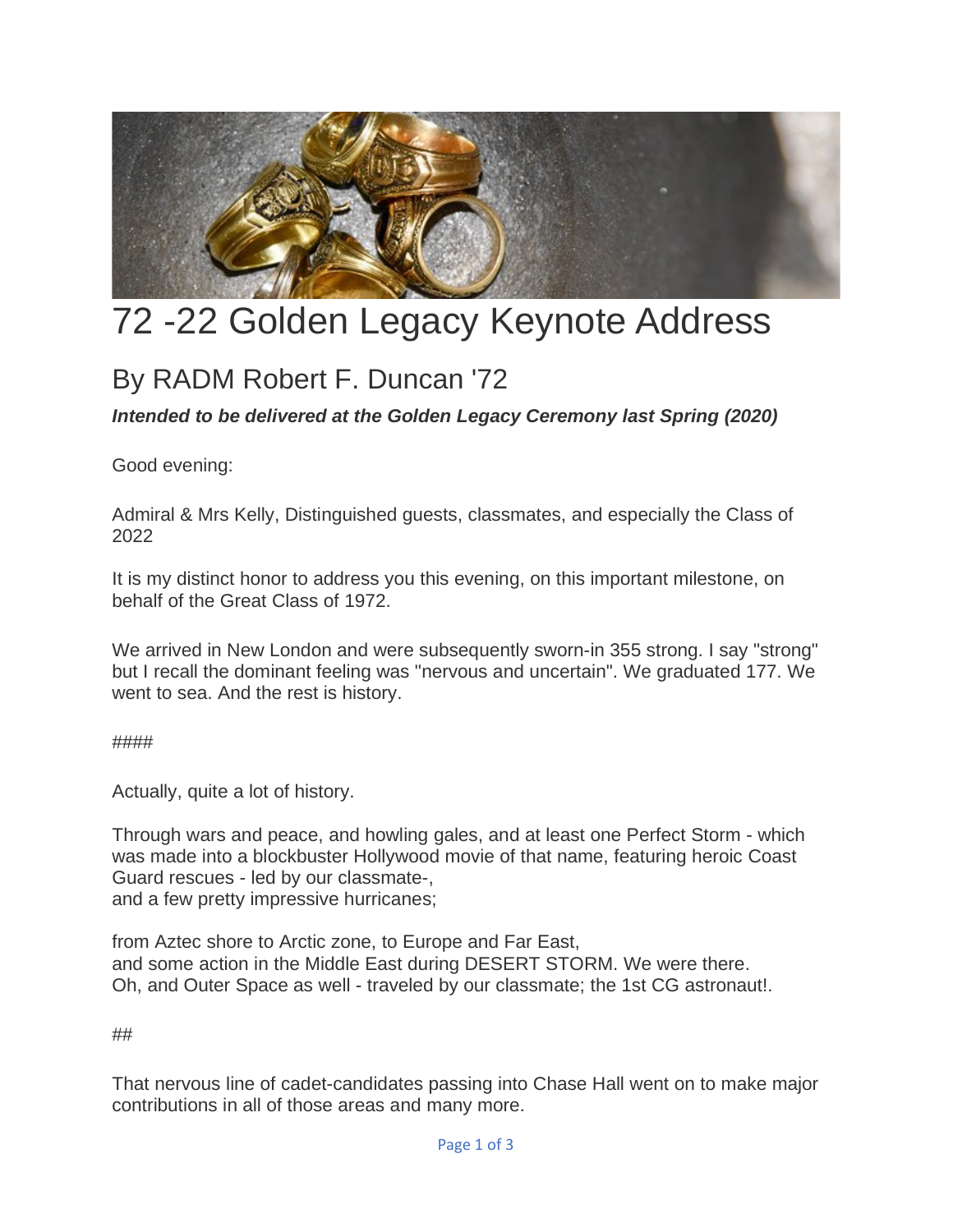# 72 -22 Golden Legacy Keynote Address

## By RADM Robert F. Duncan '72

***Intended to be delivered at the Golden Legacy Ceremony last Spring (2020)***

Good evening:

Admiral & Mrs Kelly, Distinguished guests, classmates, and especially the Class of 2022

It is my distinct honor to address you this evening, on this important milestone, on behalf of the Great Class of 1972.

We arrived in New London and were subsequently sworn-in 355 strong. I say "strong" but I recall the dominant feeling was "nervous and uncertain". We graduated 177. We went to sea. And the rest is history.

####

Actually, quite a lot of history.

Through wars and peace, and howling gales, and at least one Perfect Storm - which was made into a blockbuster Hollywood movie of that name, featuring heroic Coast Guard rescues - led by our classmate-,
and a few pretty impressive hurricanes;

from Aztec shore to Arctic zone, to Europe and Far East,
and some action in the Middle East during DESERT STORM. We were there.
Oh, and Outer Space as well - traveled by our classmate; the 1st CG astronaut!.

##

That nervous line of cadet-candidates passing into Chase Hall went on to make major contributions in all of those areas and many more.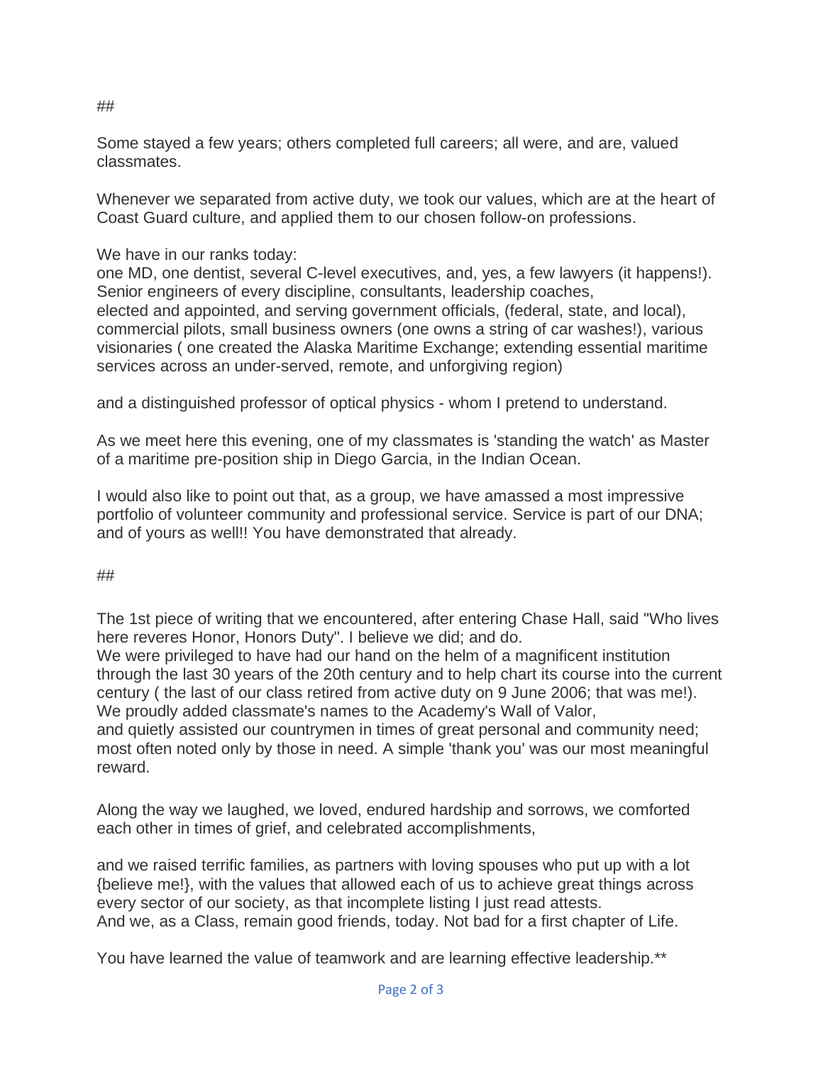##

Some stayed a few years; others completed full careers; all were, and are, valued classmates.

Whenever we separated from active duty, we took our values, which are at the heart of Coast Guard culture, and applied them to our chosen follow-on professions.

We have in our ranks today:
one MD, one dentist, several C-level executives, and, yes, a few lawyers (it happens!).
Senior engineers of every discipline, consultants, leadership coaches,
elected and appointed, and serving government officials, (federal, state, and local), commercial pilots, small business owners (one owns a string of car washes!), various visionaries ( one created the Alaska Maritime Exchange; extending essential maritime services across an under-served, remote, and unforgiving region)

and a distinguished professor of optical physics - whom I pretend to understand.

As we meet here this evening, one of my classmates is 'standing the watch' as Master of a maritime pre-position ship in Diego Garcia, in the Indian Ocean.

I would also like to point out that, as a group, we have amassed a most impressive portfolio of volunteer community and professional service. Service is part of our DNA; and of yours as well!! You have demonstrated that already.

##

The 1st piece of writing that we encountered, after entering Chase Hall, said "Who lives here reveres Honor, Honors Duty". I believe we did; and do.
We were privileged to have had our hand on the helm of a magnificent institution through the last 30 years of the 20th century and to help chart its course into the current century ( the last of our class retired from active duty on 9 June 2006; that was me!).
We proudly added classmate's names to the Academy's Wall of Valor,
and quietly assisted our countrymen in times of great personal and community need; most often noted only by those in need. A simple 'thank you' was our most meaningful reward.

Along the way we laughed, we loved, endured hardship and sorrows, we comforted each other in times of grief, and celebrated accomplishments,

and we raised terrific families, as partners with loving spouses who put up with a lot {believe me!}, with the values that allowed each of us to achieve great things across every sector of our society, as that incomplete listing I just read attests.
And we, as a Class, remain good friends, today. Not bad for a first chapter of Life.

You have learned the value of teamwork and are learning effective leadership.**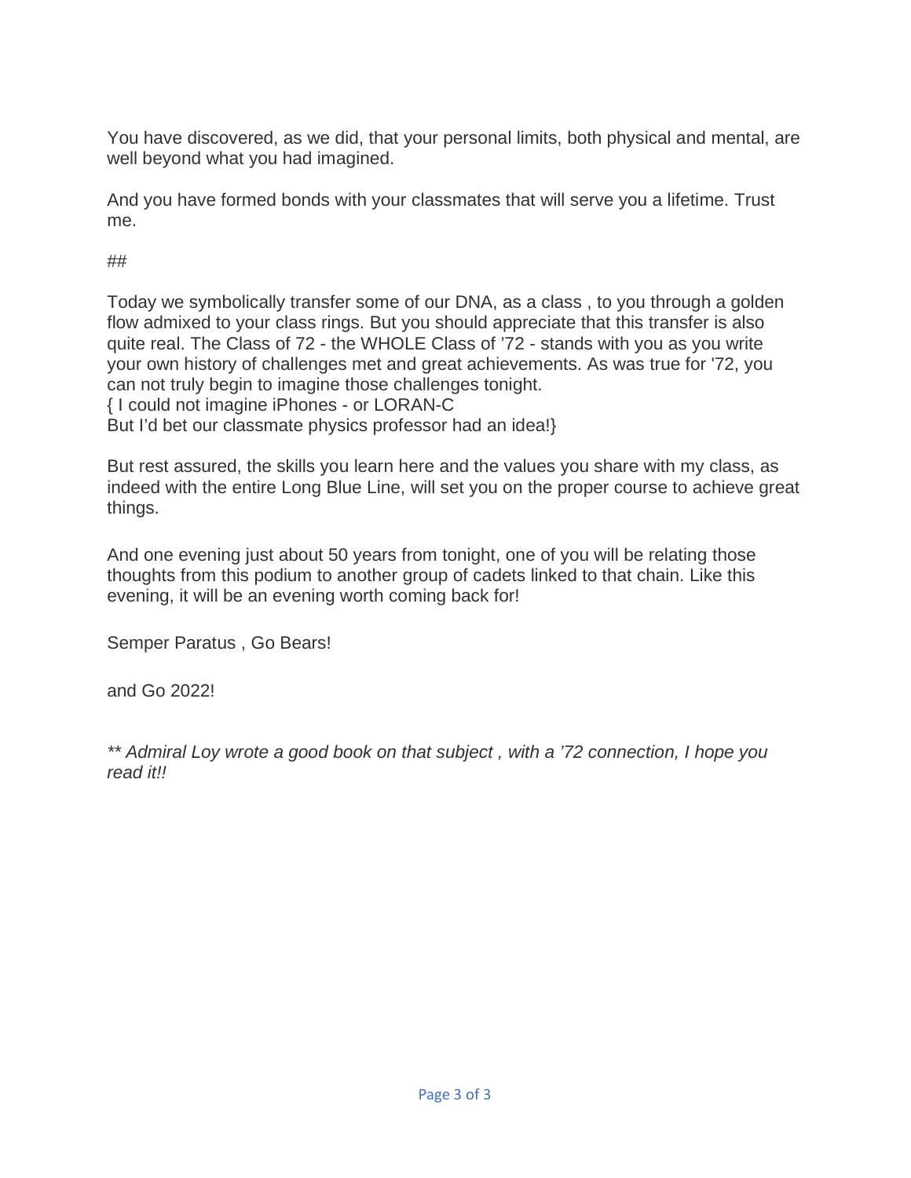You have discovered, as we did, that your personal limits, both physical and mental, are well beyond what you had imagined.

And you have formed bonds with your classmates that will serve you a lifetime. Trust me.

##

Today we symbolically transfer some of our DNA, as a class , to you through a golden flow admixed to your class rings. But you should appreciate that this transfer is also quite real. The Class of 72 - the WHOLE Class of ’72 - stands with you as you write your own history of challenges met and great achievements. As was true for '72, you can not truly begin to imagine those challenges tonight.
{ I could not imagine iPhones - or LORAN-C
But I’d bet our classmate physics professor had an idea!}

But rest assured, the skills you learn here and the values you share with my class, as indeed with the entire Long Blue Line, will set you on the proper course to achieve great things.

And one evening just about 50 years from tonight, one of you will be relating those thoughts from this podium to another group of cadets linked to that chain. Like this evening, it will be an evening worth coming back for!

Semper Paratus , Go Bears!

and Go 2022!

*** Admiral Loy wrote a good book on that subject , with a ’72 connection, I hope you read it!!*